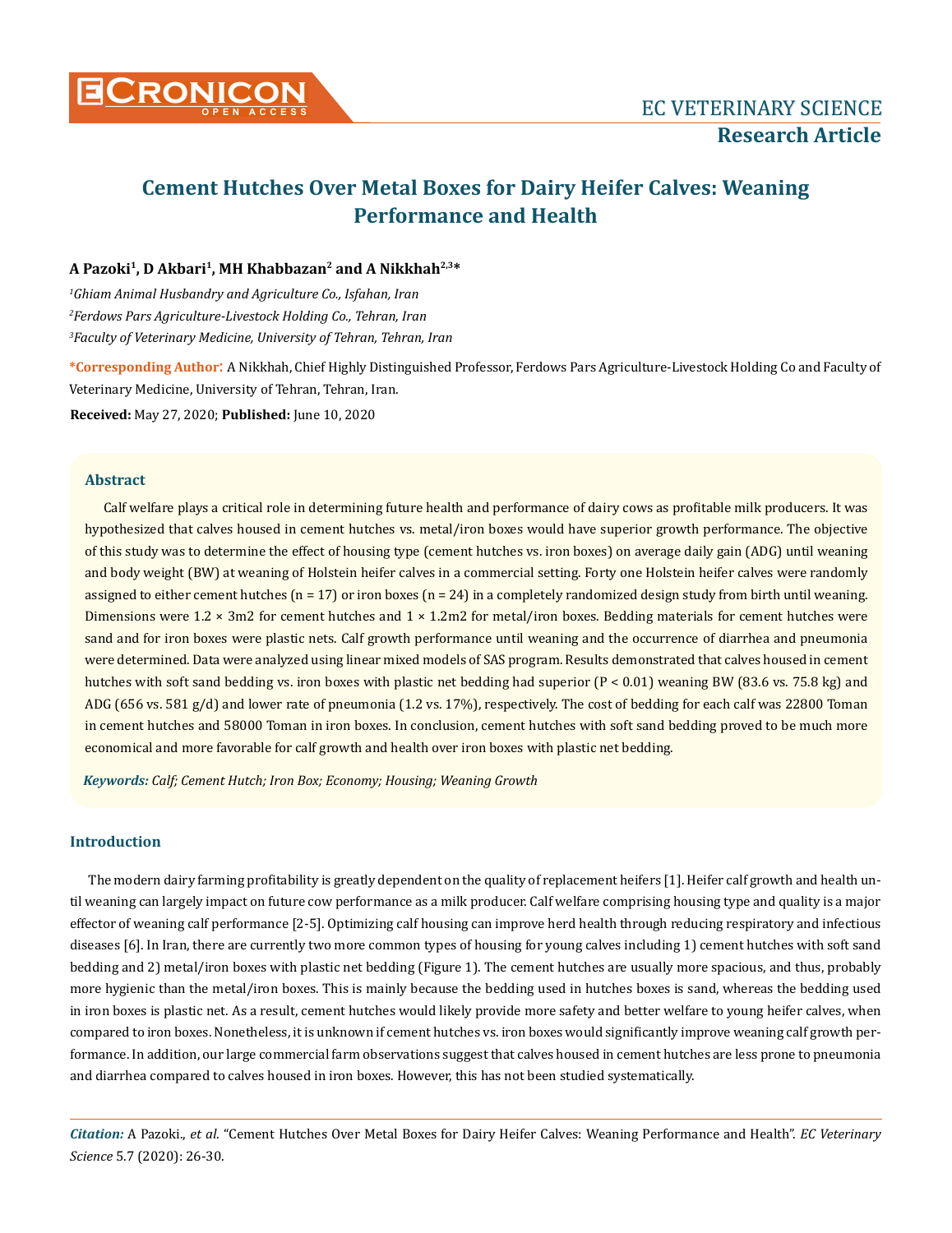# Cement Hutches Over Metal Boxes for Dairy Heifer Calves: Weaning Performance and Health

**A Pazoki[1], D Akbari[1], MH Khabbazan[2] and A Nikkhah[2,3]***

*[1]Ghiam Animal Husbandry and Agriculture Co., Isfahan, Iran*

*[2]Ferdows Pars Agriculture-Livestock Holding Co., Tehran, Iran*

*[3]Faculty of Veterinary Medicine, University of Tehran, Tehran, Iran*

**\*Corresponding Author:** A Nikkhah, Chief Highly Distinguished Professor, Ferdows Pars Agriculture-Livestock Holding Co and Faculty of Veterinary Medicine, University of Tehran, Tehran, Iran.

**Received:** May 27, 2020; **Published:** June 10, 2020

## Abstract

Calf welfare plays a critical role in determining future health and performance of dairy cows as profitable milk producers. It was hypothesized that calves housed in cement hutches vs. metal/iron boxes would have superior growth performance. The objective of this study was to determine the effect of housing type (cement hutches vs. iron boxes) on average daily gain (ADG) until weaning and body weight (BW) at weaning of Holstein heifer calves in a commercial setting. Forty one Holstein heifer calves were randomly assigned to either cement hutches (n = 17) or iron boxes (n = 24) in a completely randomized design study from birth until weaning. Dimensions were 1.2 × 3m2 for cement hutches and 1 × 1.2m2 for metal/iron boxes. Bedding materials for cement hutches were sand and for iron boxes were plastic nets. Calf growth performance until weaning and the occurrence of diarrhea and pneumonia were determined. Data were analyzed using linear mixed models of SAS program. Results demonstrated that calves housed in cement hutches with soft sand bedding vs. iron boxes with plastic net bedding had superior ($P < 0.01$) weaning BW (83.6 vs. 75.8 kg) and ADG (656 vs. 581 g/d) and lower rate of pneumonia (1.2 vs. 17%), respectively. The cost of bedding for each calf was 22800 Toman in cement hutches and 58000 Toman in iron boxes. In conclusion, cement hutches with soft sand bedding proved to be much more economical and more favorable for calf growth and health over iron boxes with plastic net bedding.

***Keywords:** Calf; Cement Hutch; Iron Box; Economy; Housing; Weaning Growth*

## Introduction

The modern dairy farming profitability is greatly dependent on the quality of replacement heifers [1]. Heifer calf growth and health until weaning can largely impact on future cow performance as a milk producer. Calf welfare comprising housing type and quality is a major effector of weaning calf performance [2-5]. Optimizing calf housing can improve herd health through reducing respiratory and infectious diseases [6]. In Iran, there are currently two more common types of housing for young calves including 1) cement hutches with soft sand bedding and 2) metal/iron boxes with plastic net bedding (Figure 1). The cement hutches are usually more spacious, and thus, probably more hygienic than the metal/iron boxes. This is mainly because the bedding used in hutches boxes is sand, whereas the bedding used in iron boxes is plastic net. As a result, cement hutches would likely provide more safety and better welfare to young heifer calves, when compared to iron boxes. Nonetheless, it is unknown if cement hutches vs. iron boxes would significantly improve weaning calf growth performance. In addition, our large commercial farm observations suggest that calves housed in cement hutches are less prone to pneumonia and diarrhea compared to calves housed in iron boxes. However, this has not been studied systematically.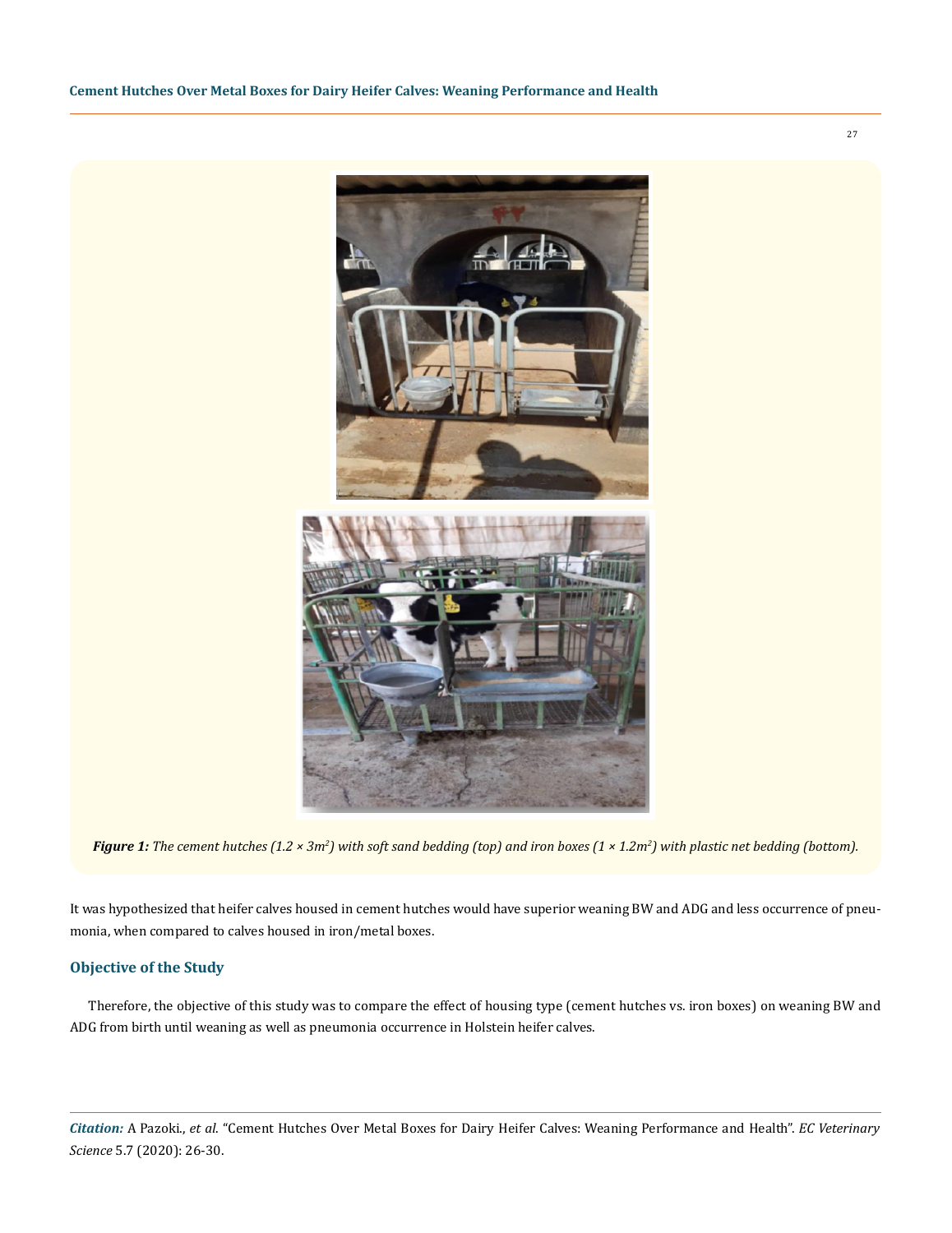*Figure 1: The cement hutches (1.2 × 3m$^2$) with soft sand bedding (top) and iron boxes (1 × 1.2m$^2$) with plastic net bedding (bottom).*

It was hypothesized that heifer calves housed in cement hutches would have superior weaning BW and ADG and less occurrence of pneumonia, when compared to calves housed in iron/metal boxes.

## Objective of the Study

Therefore, the objective of this study was to compare the effect of housing type (cement hutches vs. iron boxes) on weaning BW and ADG from birth until weaning as well as pneumonia occurrence in Holstein heifer calves.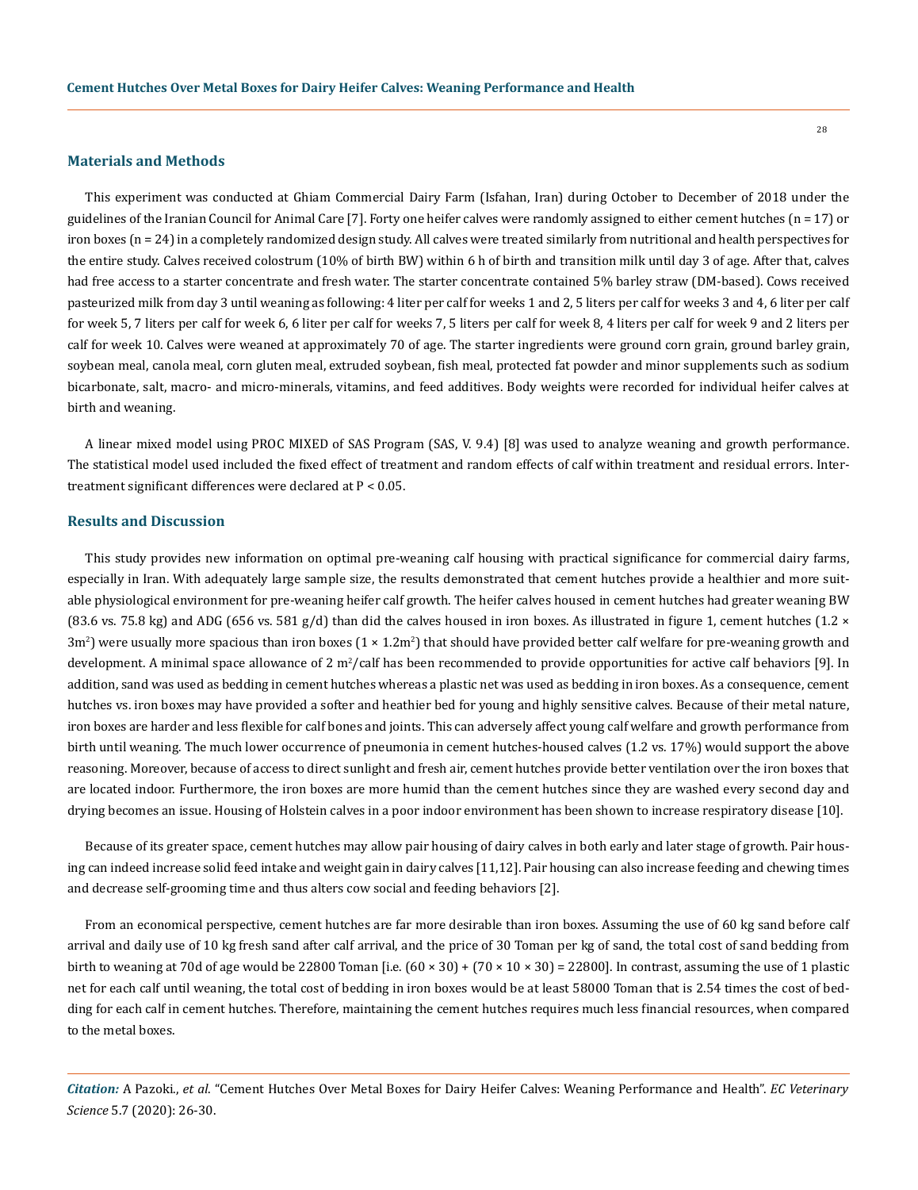## Materials and Methods

This experiment was conducted at Ghiam Commercial Dairy Farm (Isfahan, Iran) during October to December of 2018 under the guidelines of the Iranian Council for Animal Care [7]. Forty one heifer calves were randomly assigned to either cement hutches (n = 17) or iron boxes (n = 24) in a completely randomized design study. All calves were treated similarly from nutritional and health perspectives for the entire study. Calves received colostrum (10% of birth BW) within 6 h of birth and transition milk until day 3 of age. After that, calves had free access to a starter concentrate and fresh water. The starter concentrate contained 5% barley straw (DM-based). Cows received pasteurized milk from day 3 until weaning as following: 4 liter per calf for weeks 1 and 2, 5 liters per calf for weeks 3 and 4, 6 liter per calf for week 5, 7 liters per calf for week 6, 6 liter per calf for weeks 7, 5 liters per calf for week 8, 4 liters per calf for week 9 and 2 liters per calf for week 10. Calves were weaned at approximately 70 of age. The starter ingredients were ground corn grain, ground barley grain, soybean meal, canola meal, corn gluten meal, extruded soybean, fish meal, protected fat powder and minor supplements such as sodium bicarbonate, salt, macro- and micro-minerals, vitamins, and feed additives. Body weights were recorded for individual heifer calves at birth and weaning.

A linear mixed model using PROC MIXED of SAS Program (SAS, V. 9.4) [8] was used to analyze weaning and growth performance. The statistical model used included the fixed effect of treatment and random effects of calf within treatment and residual errors. Inter-treatment significant differences were declared at $P < 0.05$.

## Results and Discussion

This study provides new information on optimal pre-weaning calf housing with practical significance for commercial dairy farms, especially in Iran. With adequately large sample size, the results demonstrated that cement hutches provide a healthier and more suitable physiological environment for pre-weaning heifer calf growth. The heifer calves housed in cement hutches had greater weaning BW (83.6 vs. 75.8 kg) and ADG (656 vs. 581 g/d) than did the calves housed in iron boxes. As illustrated in figure 1, cement hutches ($1.2 \times 3m^2$) were usually more spacious than iron boxes ($1 \times 1.2m^2$) that should have provided better calf welfare for pre-weaning growth and development. A minimal space allowance of 2 $m^2$/calf has been recommended to provide opportunities for active calf behaviors [9]. In addition, sand was used as bedding in cement hutches whereas a plastic net was used as bedding in iron boxes. As a consequence, cement hutches vs. iron boxes may have provided a softer and heathier bed for young and highly sensitive calves. Because of their metal nature, iron boxes are harder and less flexible for calf bones and joints. This can adversely affect young calf welfare and growth performance from birth until weaning. The much lower occurrence of pneumonia in cement hutches-housed calves (1.2 vs. 17%) would support the above reasoning. Moreover, because of access to direct sunlight and fresh air, cement hutches provide better ventilation over the iron boxes that are located indoor. Furthermore, the iron boxes are more humid than the cement hutches since they are washed every second day and drying becomes an issue. Housing of Holstein calves in a poor indoor environment has been shown to increase respiratory disease [10].

Because of its greater space, cement hutches may allow pair housing of dairy calves in both early and later stage of growth. Pair housing can indeed increase solid feed intake and weight gain in dairy calves [11,12]. Pair housing can also increase feeding and chewing times and decrease self-grooming time and thus alters cow social and feeding behaviors [2].

From an economical perspective, cement hutches are far more desirable than iron boxes. Assuming the use of 60 kg sand before calf arrival and daily use of 10 kg fresh sand after calf arrival, and the price of 30 Toman per kg of sand, the total cost of sand bedding from birth to weaning at 70d of age would be 22800 Toman [i.e. $(60 \times 30) + (70 \times 10 \times 30) = 22800$]. In contrast, assuming the use of 1 plastic net for each calf until weaning, the total cost of bedding in iron boxes would be at least 58000 Toman that is 2.54 times the cost of bedding for each calf in cement hutches. Therefore, maintaining the cement hutches requires much less financial resources, when compared to the metal boxes.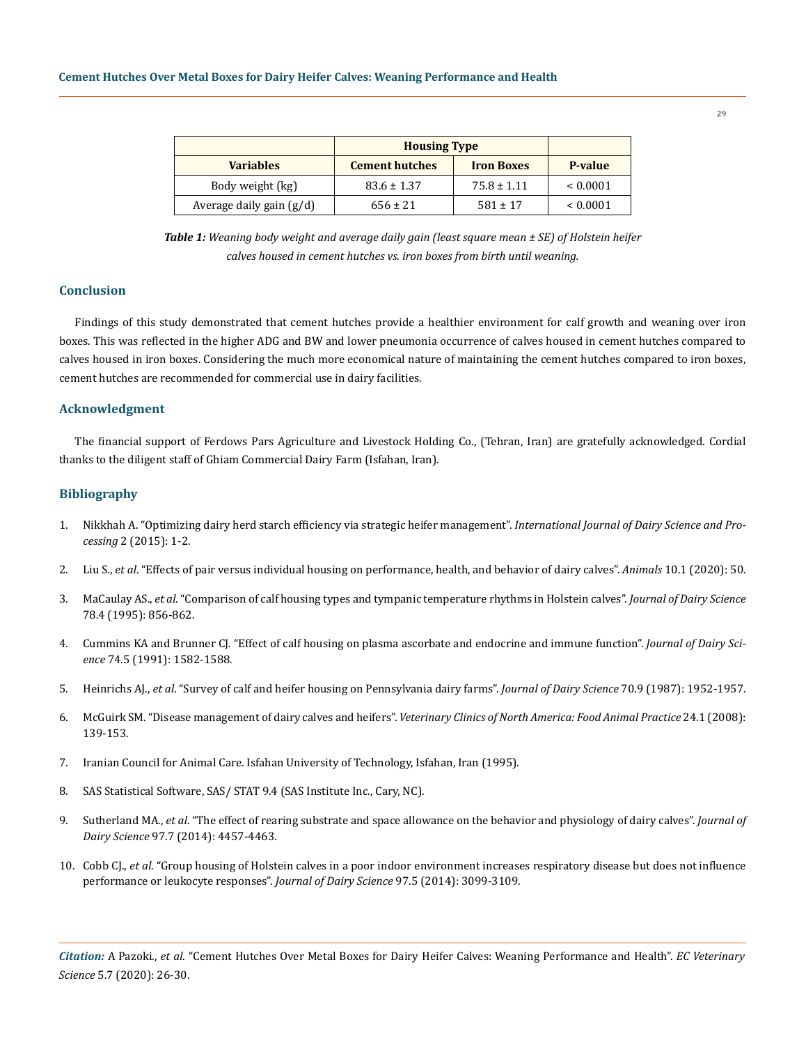| | Housing Type | | |
|---|---|---|---|
| **Variables** | **Cement hutches** | **Iron Boxes** | **P-value** |
| Body weight (kg) | 83.6 ± 1.37 | 75.8 ± 1.11 | < 0.0001 |
| Average daily gain (g/d) | 656 ± 21 | 581 ± 17 | < 0.0001 |

***Table 1:*** *Weaning body weight and average daily gain (least square mean ± SE) of Holstein heifer calves housed in cement hutches vs. iron boxes from birth until weaning.*

## Conclusion

Findings of this study demonstrated that cement hutches provide a healthier environment for calf growth and weaning over iron boxes. This was reflected in the higher ADG and BW and lower pneumonia occurrence of calves housed in cement hutches compared to calves housed in iron boxes. Considering the much more economical nature of maintaining the cement hutches compared to iron boxes, cement hutches are recommended for commercial use in dairy facilities.

## Acknowledgment

The financial support of Ferdows Pars Agriculture and Livestock Holding Co., (Tehran, Iran) are gratefully acknowledged. Cordial thanks to the diligent staff of Ghiam Commercial Dairy Farm (Isfahan, Iran).

## Bibliography

1. Nikkhah A. "Optimizing dairy herd starch efficiency via strategic heifer management". *International Journal of Dairy Science and Processing* 2 (2015): 1-2.
2. Liu S., *et al*. "Effects of pair versus individual housing on performance, health, and behavior of dairy calves". *Animals* 10.1 (2020): 50.
3. MaCaulay AS., *et al*. "Comparison of calf housing types and tympanic temperature rhythms in Holstein calves". *Journal of Dairy Science* 78.4 (1995): 856-862.
4. Cummins KA and Brunner CJ. "Effect of calf housing on plasma ascorbate and endocrine and immune function". *Journal of Dairy Science* 74.5 (1991): 1582-1588.
5. Heinrichs AJ., *et al*. "Survey of calf and heifer housing on Pennsylvania dairy farms". *Journal of Dairy Science* 70.9 (1987): 1952-1957.
6. McGuirk SM. "Disease management of dairy calves and heifers". *Veterinary Clinics of North America: Food Animal Practice* 24.1 (2008): 139-153.
7. Iranian Council for Animal Care. Isfahan University of Technology, Isfahan, Iran (1995).
8. SAS Statistical Software, SAS/ STAT 9.4 (SAS Institute Inc., Cary, NC).
9. Sutherland MA., *et al*. "The effect of rearing substrate and space allowance on the behavior and physiology of dairy calves". *Journal of Dairy Science* 97.7 (2014): 4457-4463.
10. Cobb CJ., *et al*. "Group housing of Holstein calves in a poor indoor environment increases respiratory disease but does not influence performance or leukocyte responses". *Journal of Dairy Science* 97.5 (2014): 3099-3109.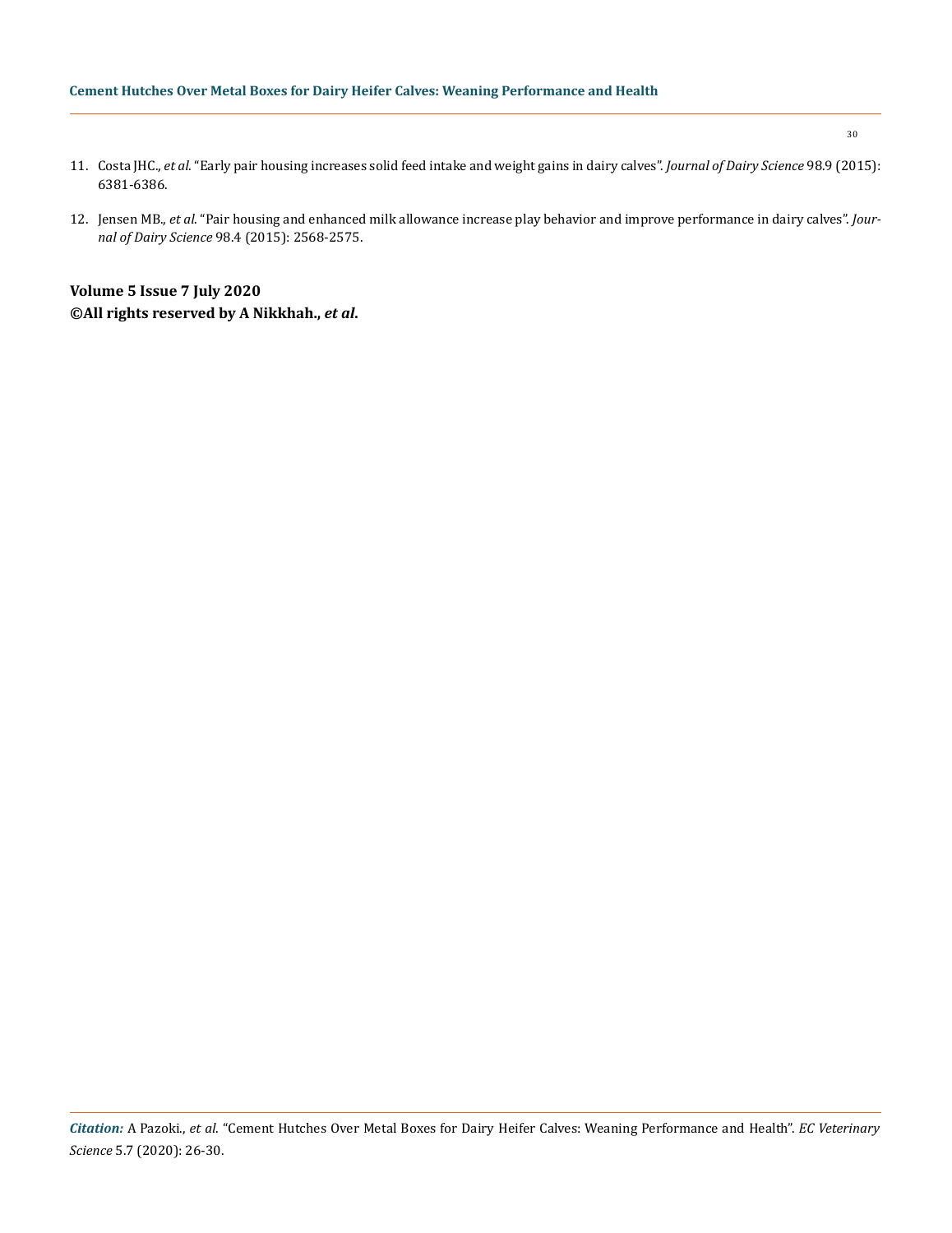11. Costa JHC., *et al*. "Early pair housing increases solid feed intake and weight gains in dairy calves". *Journal of Dairy Science* 98.9 (2015): 6381-6386.

12. Jensen MB., *et al*. "Pair housing and enhanced milk allowance increase play behavior and improve performance in dairy calves". *Journal of Dairy Science* 98.4 (2015): 2568-2575.

**Volume 5 Issue 7 July 2020**
**©All rights reserved by A Nikkhah., *et al*.**